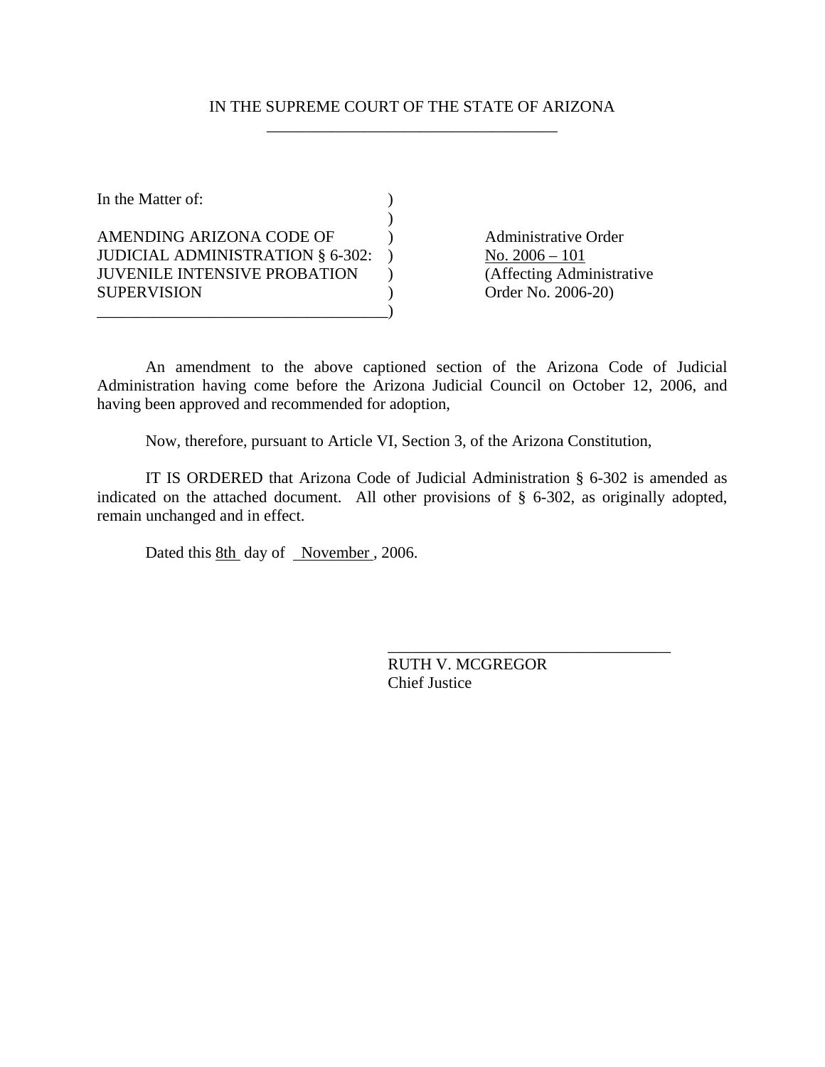IN THE SUPREME COURT OF THE STATE OF ARIZONA

| In the Matter of: | Administrative Order |
|---|---|
| AMENDING ARIZONA CODE OF JUDICIAL ADMINISTRATION § 6-302: JUVENILE INTENSIVE PROBATION SUPERVISION | No. 2006 – 101 (Affecting Administrative Order No. 2006-20) |

An amendment to the above captioned section of the Arizona Code of Judicial Administration having come before the Arizona Judicial Council on October 12, 2006, and having been approved and recommended for adoption,

Now, therefore, pursuant to Article VI, Section 3, of the Arizona Constitution,

IT IS ORDERED that Arizona Code of Judicial Administration § 6-302 is amended as indicated on the attached document. All other provisions of § 6-302, as originally adopted, remain unchanged and in effect.

Dated this 8th day of November, 2006.

\_\_\_\_\_\_\_\_\_\_\_\_\_\_\_\_\_\_\_\_\_\_\_\_\_\_\_\_\_\_\_\_\_\_\_

RUTH V. MCGREGOR
Chief Justice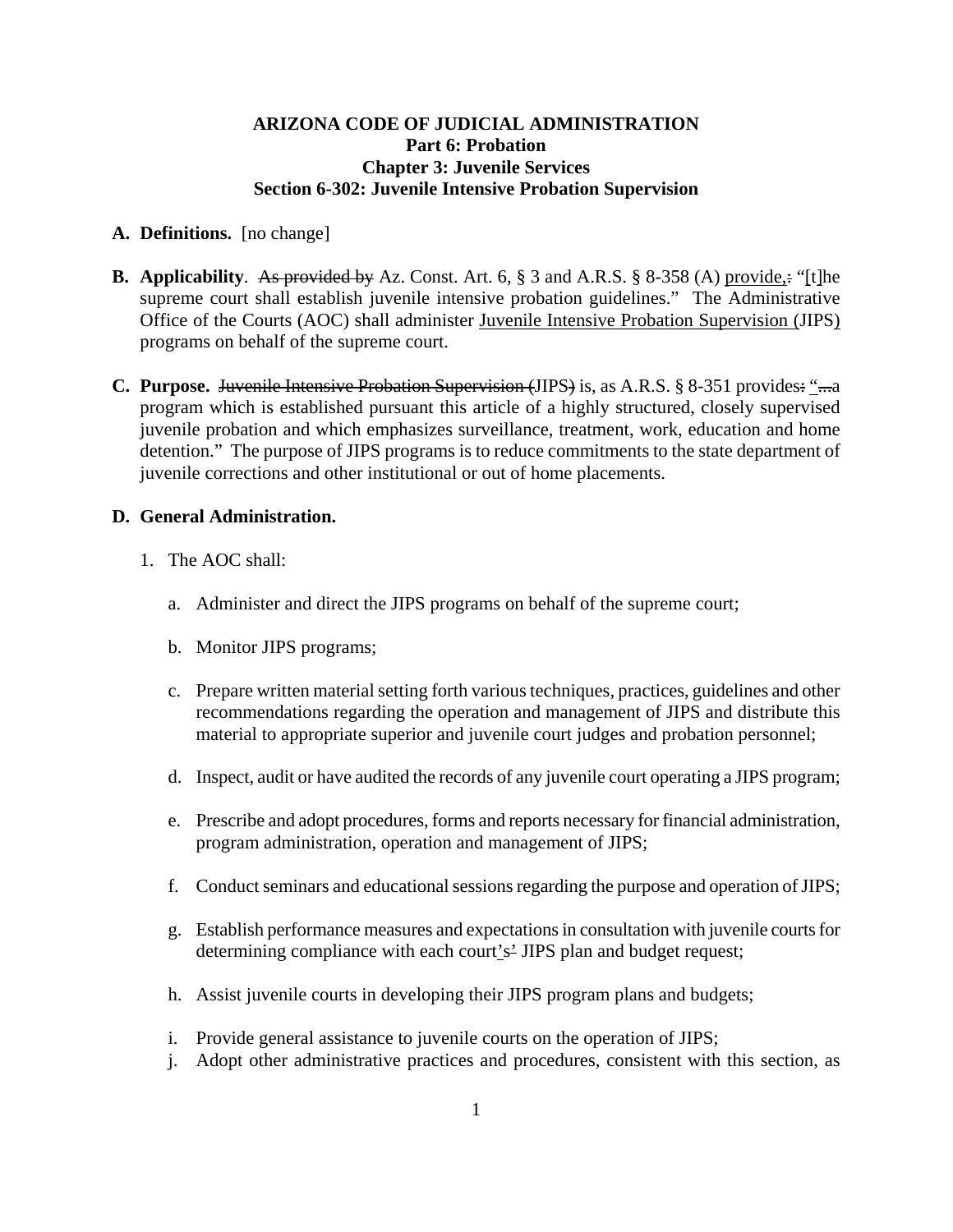**ARIZONA CODE OF JUDICIAL ADMINISTRATION**
**Part 6: Probation**
**Chapter 3: Juvenile Services**
**Section 6-302: Juvenile Intensive Probation Supervision**

**A. Definitions.** [no change]

**B. Applicability**. ~~As provided by~~ Az. Const. Art. 6, § 3 and A.R.S. § 8-358 (A) <u>provide,</u>~~:~~ "[t]he supreme court shall establish juvenile intensive probation guidelines." The Administrative Office of the Courts (AOC) shall administer <u>Juvenile Intensive Probation Supervision (</u>JIPS<u>)</u> programs on behalf of the supreme court.

**C. Purpose.** ~~Juvenile Intensive Probation Supervision (~~JIPS~~)~~ is, as A.R.S. § 8-351 provides~~:~~ <u>"</u>~~...~~a program which is established pursuant this article of a highly structured, closely supervised juvenile probation and which emphasizes surveillance, treatment, work, education and home detention." The purpose of JIPS programs is to reduce commitments to the state department of juvenile corrections and other institutional or out of home placements.

**D. General Administration.**

1. The AOC shall:

   a. Administer and direct the JIPS programs on behalf of the supreme court;

   b. Monitor JIPS programs;

   c. Prepare written material setting forth various techniques, practices, guidelines and other recommendations regarding the operation and management of JIPS and distribute this material to appropriate superior and juvenile court judges and probation personnel;

   d. Inspect, audit or have audited the records of any juvenile court operating a JIPS program;

   e. Prescribe and adopt procedures, forms and reports necessary for financial administration, program administration, operation and management of JIPS;

   f. Conduct seminars and educational sessions regarding the purpose and operation of JIPS;

   g. Establish performance measures and expectations in consultation with juvenile courts for determining compliance with each court<u>'s</u>~~'~~ JIPS plan and budget request;

   h. Assist juvenile courts in developing their JIPS program plans and budgets;

   i. Provide general assistance to juvenile courts on the operation of JIPS;

   j. Adopt other administrative practices and procedures, consistent with this section, as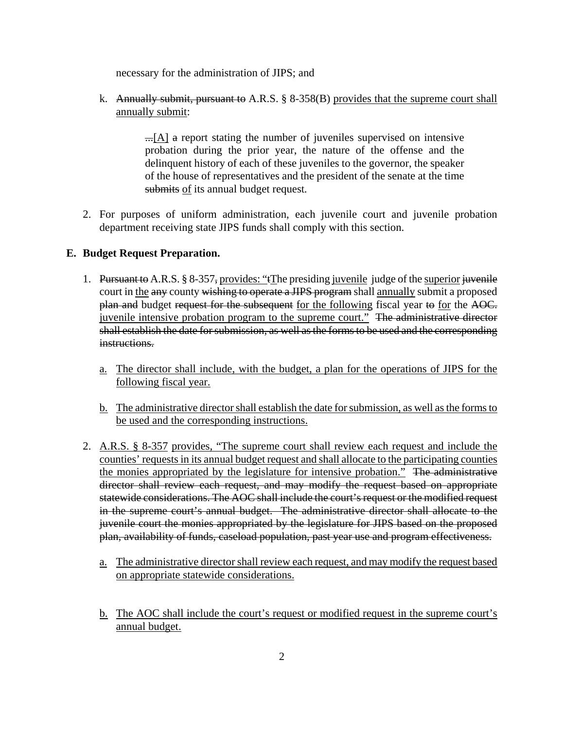necessary for the administration of JIPS; and

k. ~~Annually submit, pursuant to~~ A.R.S. § 8-358(B) <u>provides that the supreme court shall annually submit</u>:

> ~~...~~<u>[A]</u> ~~a~~ report stating the number of juveniles supervised on intensive probation during the prior year, the nature of the offense and the delinquent history of each of these juveniles to the governor, the speaker of the house of representatives and the president of the senate at the time ~~submits~~ <u>of</u> its annual budget request.

2. For purposes of uniform administration, each juvenile court and juvenile probation department receiving state JIPS funds shall comply with this section.

**E. Budget Request Preparation.**

1. ~~Pursuant to~~ A.R.S. § 8-357~~,~~ <u>provides: "</u>~~t~~<u>T</u>he presiding <u>juvenile</u> judge of the <u>superior</u> ~~juvenile~~ court in <u>the</u> ~~any~~ county ~~wishing to operate a JIPS program~~ shall <u>annually</u> submit a proposed ~~plan and~~ budget ~~request for the subsequent~~ <u>for the following</u> fiscal year ~~to~~ <u>for</u> the ~~AOC.~~ <u>juvenile intensive probation program to the supreme court."</u> ~~The administrative director shall establish the date for submission, as well as the forms to be used and the corresponding instructions.~~

   a. <u>The director shall include, with the budget, a plan for the operations of JIPS for the following fiscal year.</u>

   b. <u>The administrative director shall establish the date for submission, as well as the forms to be used and the corresponding instructions.</u>

2. <u>A.R.S. § 8-357</u> <u>provides, "The supreme court shall review each request and include the counties' requests in its annual budget request and shall allocate to the participating counties the monies appropriated by the legislature for intensive probation."</u> ~~The administrative director shall review each request, and may modify the request based on appropriate statewide considerations. The AOC shall include the court's request or the modified request in the supreme court's annual budget. The administrative director shall allocate to the juvenile court the monies appropriated by the legislature for JIPS based on the proposed plan, availability of funds, caseload population, past year use and program effectiveness.~~

   a. <u>The administrative director shall review each request, and may modify the request based on appropriate statewide considerations.</u>

   b. <u>The AOC shall include the court's request or modified request in the supreme court's annual budget.</u>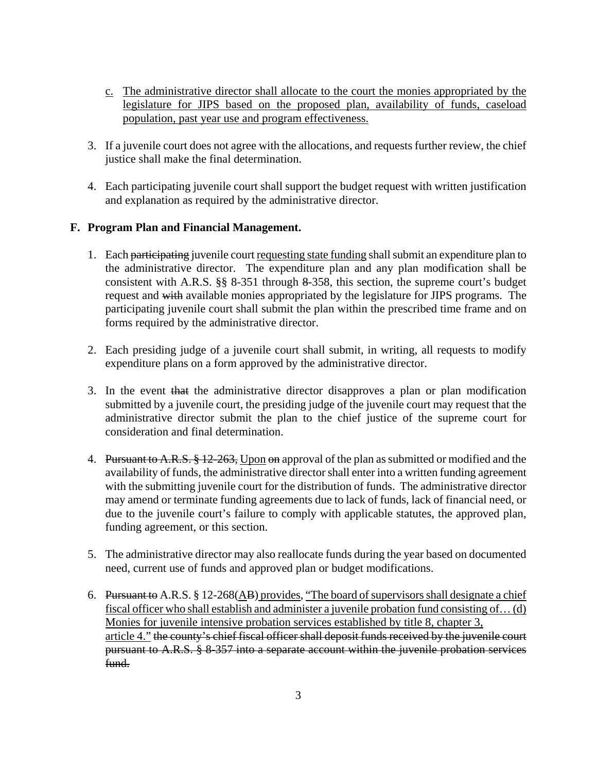c. The administrative director shall allocate to the court the monies appropriated by the legislature for JIPS based on the proposed plan, availability of funds, caseload population, past year use and program effectiveness.

3. If a juvenile court does not agree with the allocations, and requests further review, the chief justice shall make the final determination.

4. Each participating juvenile court shall support the budget request with written justification and explanation as required by the administrative director.

**F. Program Plan and Financial Management.**

1. Each ~~participating~~ juvenile court requesting state funding shall submit an expenditure plan to the administrative director. The expenditure plan and any plan modification shall be consistent with A.R.S. §§ 8-351 through ~~8-~~358, this section, the supreme court's budget request and ~~with~~ available monies appropriated by the legislature for JIPS programs. The participating juvenile court shall submit the plan within the prescribed time frame and on forms required by the administrative director.

2. Each presiding judge of a juvenile court shall submit, in writing, all requests to modify expenditure plans on a form approved by the administrative director.

3. In the event ~~that~~ the administrative director disapproves a plan or plan modification submitted by a juvenile court, the presiding judge of the juvenile court may request that the administrative director submit the plan to the chief justice of the supreme court for consideration and final determination.

4. ~~Pursuant to A.R.S. § 12-263,~~ Upon ~~on~~ approval of the plan as submitted or modified and the availability of funds, the administrative director shall enter into a written funding agreement with the submitting juvenile court for the distribution of funds. The administrative director may amend or terminate funding agreements due to lack of funds, lack of financial need, or due to the juvenile court's failure to comply with applicable statutes, the approved plan, funding agreement, or this section.

5. The administrative director may also reallocate funds during the year based on documented need, current use of funds and approved plan or budget modifications.

6. ~~Pursuant to~~ A.R.S. § 12-268(A~~B~~) provides, "The board of supervisors shall designate a chief fiscal officer who shall establish and administer a juvenile probation fund consisting of… (d) Monies for juvenile intensive probation services established by title 8, chapter 3, article 4." ~~the county's chief fiscal officer shall deposit funds received by the juvenile court pursuant to A.R.S. § 8-357 into a separate account within the juvenile probation services fund.~~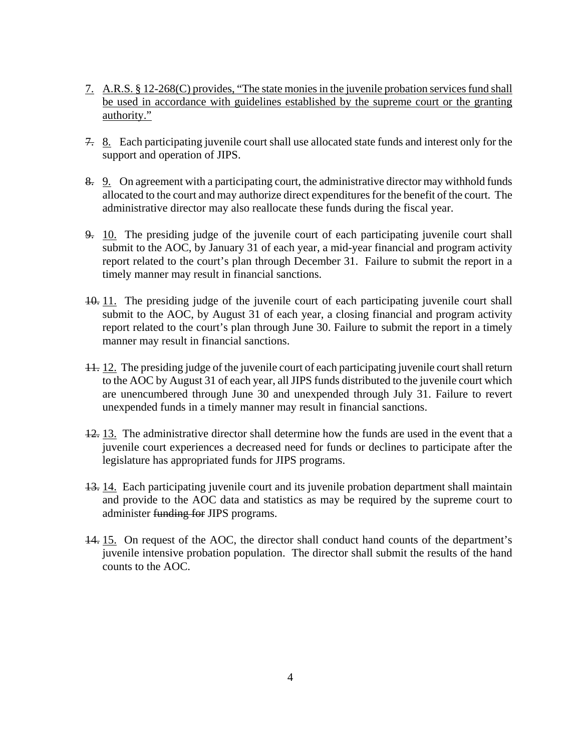<u>7. A.R.S. § 12-268(C) provides, "The state monies in the juvenile probation services fund shall be used in accordance with guidelines established by the supreme court or the granting authority."</u>

~~7.~~ <u>8.</u> Each participating juvenile court shall use allocated state funds and interest only for the support and operation of JIPS.

~~8.~~ <u>9.</u> On agreement with a participating court, the administrative director may withhold funds allocated to the court and may authorize direct expenditures for the benefit of the court. The administrative director may also reallocate these funds during the fiscal year.

~~9.~~ <u>10.</u> The presiding judge of the juvenile court of each participating juvenile court shall submit to the AOC, by January 31 of each year, a mid-year financial and program activity report related to the court's plan through December 31. Failure to submit the report in a timely manner may result in financial sanctions.

~~10.~~ <u>11.</u> The presiding judge of the juvenile court of each participating juvenile court shall submit to the AOC, by August 31 of each year, a closing financial and program activity report related to the court's plan through June 30. Failure to submit the report in a timely manner may result in financial sanctions.

~~11.~~ <u>12.</u> The presiding judge of the juvenile court of each participating juvenile court shall return to the AOC by August 31 of each year, all JIPS funds distributed to the juvenile court which are unencumbered through June 30 and unexpended through July 31. Failure to revert unexpended funds in a timely manner may result in financial sanctions.

~~12.~~ <u>13.</u> The administrative director shall determine how the funds are used in the event that a juvenile court experiences a decreased need for funds or declines to participate after the legislature has appropriated funds for JIPS programs.

~~13.~~ <u>14.</u> Each participating juvenile court and its juvenile probation department shall maintain and provide to the AOC data and statistics as may be required by the supreme court to administer ~~funding for~~ JIPS programs.

~~14.~~ <u>15.</u> On request of the AOC, the director shall conduct hand counts of the department's juvenile intensive probation population. The director shall submit the results of the hand counts to the AOC.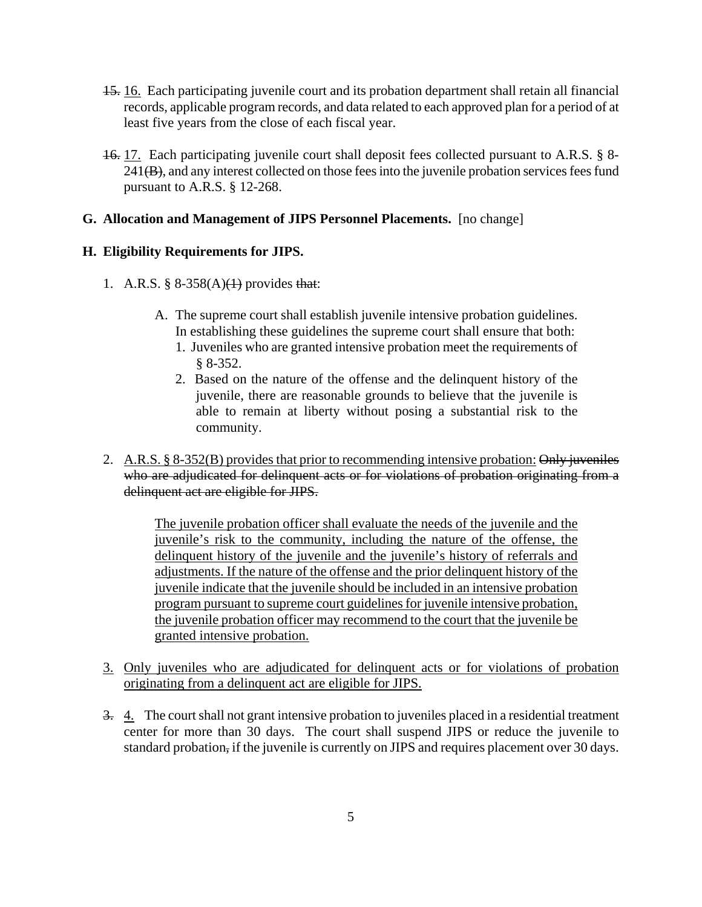~~15.~~ <u>16.</u> Each participating juvenile court and its probation department shall retain all financial records, applicable program records, and data related to each approved plan for a period of at least five years from the close of each fiscal year.

~~16.~~ <u>17.</u> Each participating juvenile court shall deposit fees collected pursuant to A.R.S. § 8-241~~(B)~~, and any interest collected on those fees into the juvenile probation services fees fund pursuant to A.R.S. § 12-268.

**G. Allocation and Management of JIPS Personnel Placements.** [no change]

**H. Eligibility Requirements for JIPS.**

1. A.R.S. § 8-358(A)~~(1)~~ provides ~~that~~:

   A. The supreme court shall establish juvenile intensive probation guidelines. In establishing these guidelines the supreme court shall ensure that both:
      1. Juveniles who are granted intensive probation meet the requirements of § 8-352.
      2. Based on the nature of the offense and the delinquent history of the juvenile, there are reasonable grounds to believe that the juvenile is able to remain at liberty without posing a substantial risk to the community.

2. <u>A.R.S. § 8-352(B) provides that prior to recommending intensive probation:</u> ~~Only juveniles who are adjudicated for delinquent acts or for violations of probation originating from a delinquent act are eligible for JIPS.~~

   <u>The juvenile probation officer shall evaluate the needs of the juvenile and the juvenile's risk to the community, including the nature of the offense, the delinquent history of the juvenile and the juvenile's history of referrals and adjustments. If the nature of the offense and the prior delinquent history of the juvenile indicate that the juvenile should be included in an intensive probation program pursuant to supreme court guidelines for juvenile intensive probation, the juvenile probation officer may recommend to the court that the juvenile be granted intensive probation.</u>

3. <u>Only juveniles who are adjudicated for delinquent acts or for violations of probation originating from a delinquent act are eligible for JIPS.</u>

~~3.~~ <u>4.</u> The court shall not grant intensive probation to juveniles placed in a residential treatment center for more than 30 days. The court shall suspend JIPS or reduce the juvenile to standard probation~~,~~ if the juvenile is currently on JIPS and requires placement over 30 days.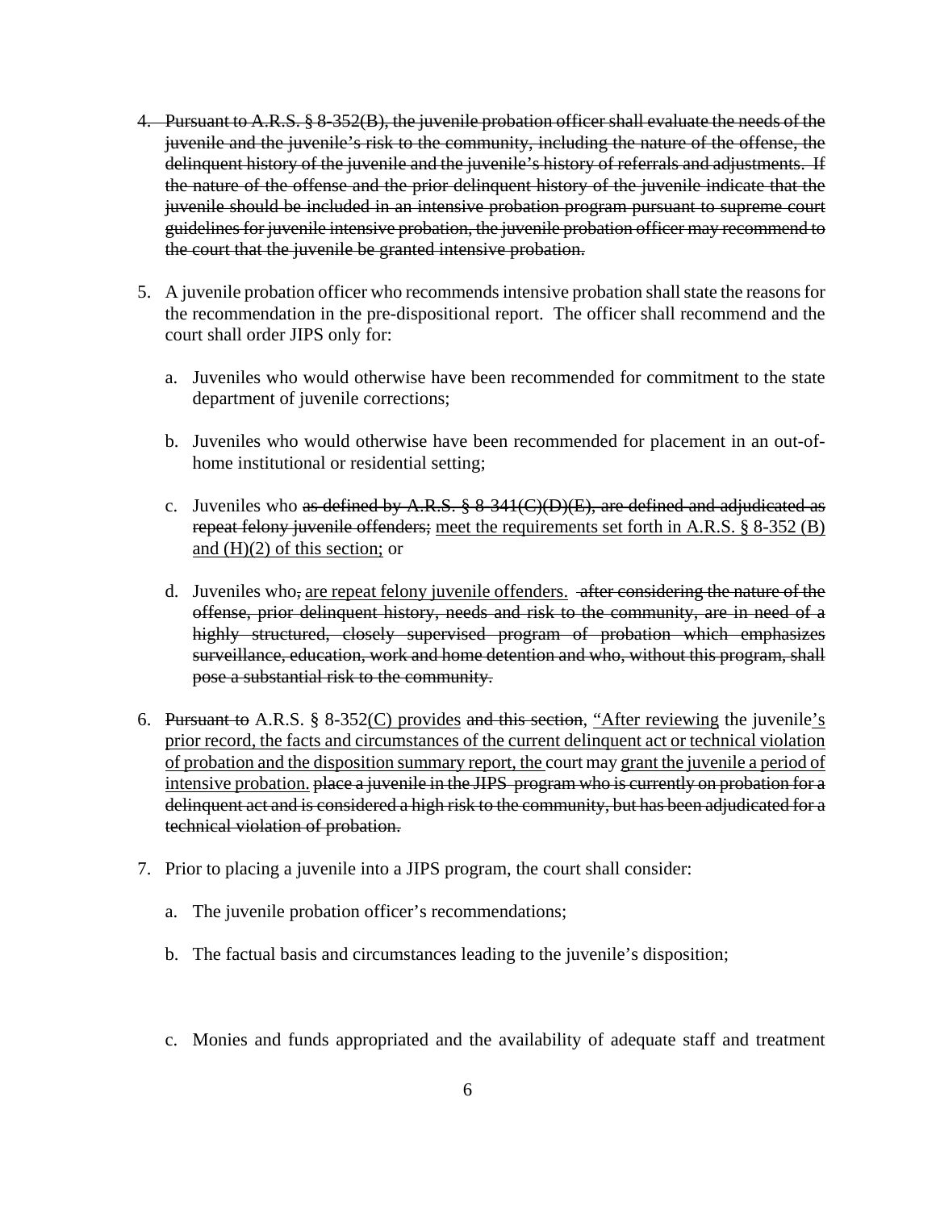4. ~~Pursuant to A.R.S. § 8-352(B), the juvenile probation officer shall evaluate the needs of the juvenile and the juvenile's risk to the community, including the nature of the offense, the delinquent history of the juvenile and the juvenile's history of referrals and adjustments. If the nature of the offense and the prior delinquent history of the juvenile indicate that the juvenile should be included in an intensive probation program pursuant to supreme court guidelines for juvenile intensive probation, the juvenile probation officer may recommend to the court that the juvenile be granted intensive probation.~~

5. A juvenile probation officer who recommends intensive probation shall state the reasons for the recommendation in the pre-dispositional report. The officer shall recommend and the court shall order JIPS only for:

   a. Juveniles who would otherwise have been recommended for commitment to the state department of juvenile corrections;

   b. Juveniles who would otherwise have been recommended for placement in an out-of-home institutional or residential setting;

   c. Juveniles who ~~as defined by A.R.S. § 8-341(C)(D)(E), are defined and adjudicated as repeat felony juvenile offenders;~~ <u>meet the requirements set forth in A.R.S. § 8-352 (B) and (H)(2) of this section;</u> or

   d. Juveniles who~~,~~ <u>are repeat felony juvenile offenders.</u> ~~after considering the nature of the offense, prior delinquent history, needs and risk to the community, are in need of a highly structured, closely supervised program of probation which emphasizes surveillance, education, work and home detention and who, without this program, shall pose a substantial risk to the community.~~

6. ~~Pursuant to~~ A.R.S. § 8-352<u>(C) provides</u> ~~and this section~~, <u>"After reviewing</u> the juvenile<u>'s prior record, the facts and circumstances of the current delinquent act or technical violation of probation and the disposition summary report, the</u> court may <u>grant the juvenile a period of intensive probation.</u> ~~place a juvenile in the JIPS program who is currently on probation for a delinquent act and is considered a high risk to the community, but has been adjudicated for a technical violation of probation.~~

7. Prior to placing a juvenile into a JIPS program, the court shall consider:

   a. The juvenile probation officer's recommendations;

   b. The factual basis and circumstances leading to the juvenile's disposition;

   c. Monies and funds appropriated and the availability of adequate staff and treatment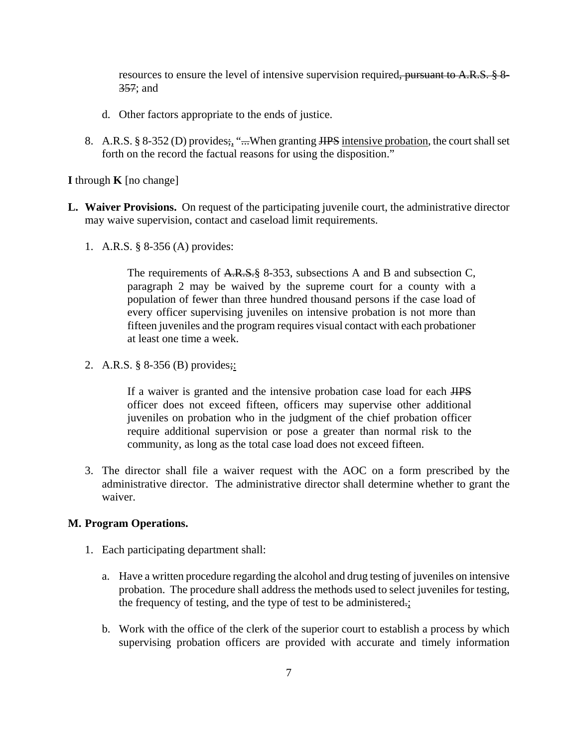resources to ensure the level of intensive supervision required~~, pursuant to A.R.S. § 8-357~~; and

d. Other factors appropriate to the ends of justice.

8. A.R.S. § 8-352 (D) provides~~;~~<u>,</u> “~~...~~When granting ~~JIPS~~ <u>intensive probation</u>, the court shall set forth on the record the factual reasons for using the disposition.”

**I** through **K** [no change]

**L. Waiver Provisions.** On request of the participating juvenile court, the administrative director may waive supervision, contact and caseload limit requirements.

1. A.R.S. § 8-356 (A) provides:

   > The requirements of ~~A.R.S.~~§ 8-353, subsections A and B and subsection C, paragraph 2 may be waived by the supreme court for a county with a population of fewer than three hundred thousand persons if the case load of every officer supervising juveniles on intensive probation is not more than fifteen juveniles and the program requires visual contact with each probationer at least one time a week.

2. A.R.S. § 8-356 (B) provides~~;~~<u>:</u>

   > If a waiver is granted and the intensive probation case load for each ~~JIPS~~ officer does not exceed fifteen, officers may supervise other additional juveniles on probation who in the judgment of the chief probation officer require additional supervision or pose a greater than normal risk to the community, as long as the total case load does not exceed fifteen.

3. The director shall file a waiver request with the AOC on a form prescribed by the administrative director. The administrative director shall determine whether to grant the waiver.

**M. Program Operations.**

1. Each participating department shall:

   a. Have a written procedure regarding the alcohol and drug testing of juveniles on intensive probation. The procedure shall address the methods used to select juveniles for testing, the frequency of testing, and the type of test to be administered~~.~~<u>;</u>

   b. Work with the office of the clerk of the superior court to establish a process by which supervising probation officers are provided with accurate and timely information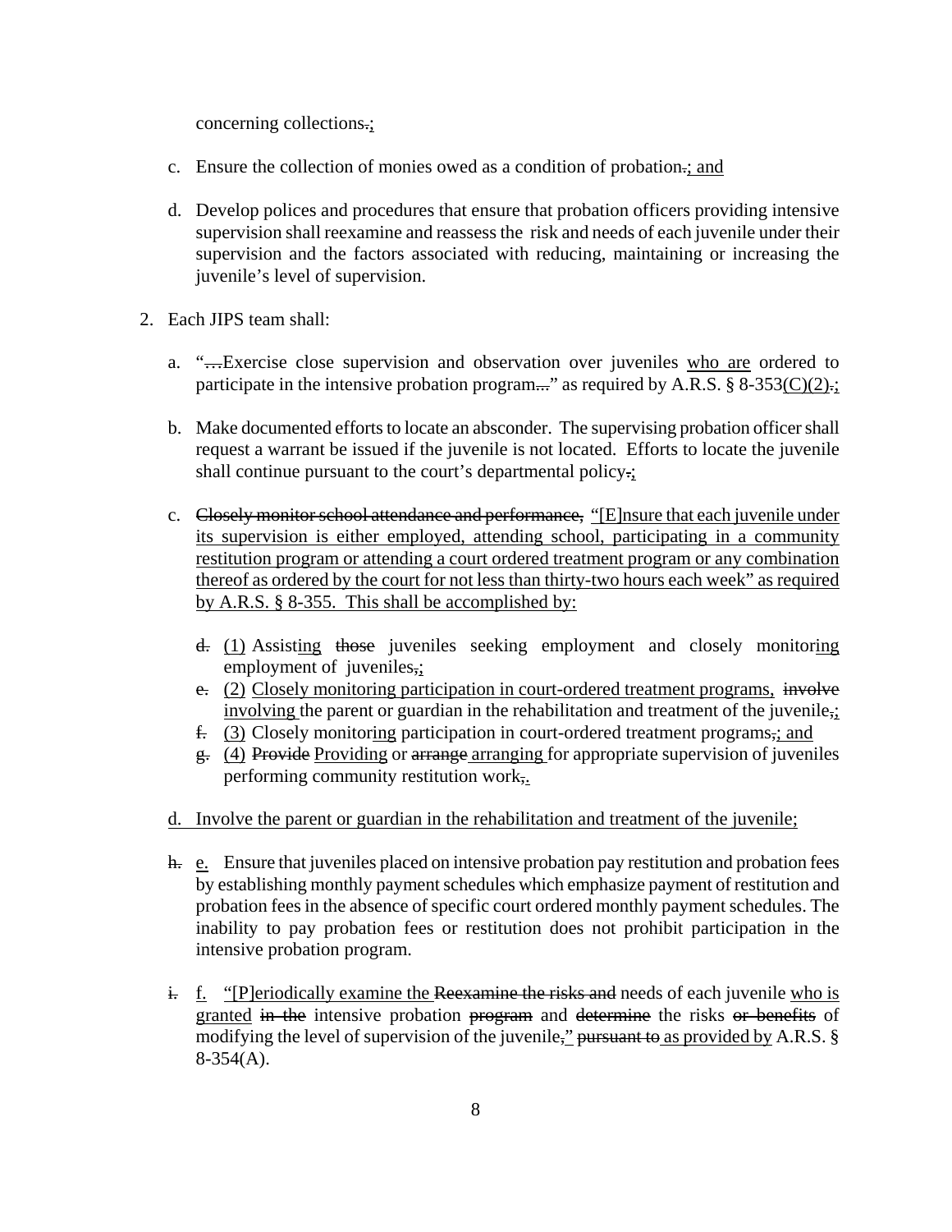concerning collections~~.~~<u>;</u>

c. Ensure the collection of monies owed as a condition of probation~~.~~<u>; and</u>

d. Develop polices and procedures that ensure that probation officers providing intensive supervision shall reexamine and reassess the risk and needs of each juvenile under their supervision and the factors associated with reducing, maintaining or increasing the juvenile's level of supervision.

2. Each JIPS team shall:

a. "~~…~~Exercise close supervision and observation over juveniles <u>who are</u> ordered to participate in the intensive probation program~~…~~" as required by A.R.S. § 8-353<u>(C)(2)</u>~~.~~<u>;</u>

b. Make documented efforts to locate an absconder. The supervising probation officer shall request a warrant be issued if the juvenile is not located. Efforts to locate the juvenile shall continue pursuant to the court's departmental policy~~.~~<u>;</u>

c. ~~Closely monitor school attendance and performance,~~ <u>"[E]nsure that each juvenile under its supervision is either employed, attending school, participating in a community restitution program or attending a court ordered treatment program or any combination thereof as ordered by the court for not less than thirty-two hours each week" as required by A.R.S. § 8-355. This shall be accomplished by:</u>

~~d.~~ <u>(1)</u> Assist<u>ing</u> ~~those~~ juveniles seeking employment and closely monitor<u>ing</u> employment of juveniles~~,~~<u>;</u>

~~e.~~ <u>(2) Closely monitoring participation in court-ordered treatment programs,</u> ~~involve~~ <u>involving</u> the parent or guardian in the rehabilitation and treatment of the juvenile~~,~~<u>;</u>

~~f.~~ <u>(3)</u> Closely monitor<u>ing</u> participation in court-ordered treatment programs~~,~~<u>; and</u>

~~g.~~ <u>(4)</u> ~~Provide~~ <u>Providing</u> or ~~arrange~~ <u>arranging</u> for appropriate supervision of juveniles performing community restitution work~~,~~<u>.</u>

<u>d. Involve the parent or guardian in the rehabilitation and treatment of the juvenile;</u>

~~h.~~ <u>e.</u> Ensure that juveniles placed on intensive probation pay restitution and probation fees by establishing monthly payment schedules which emphasize payment of restitution and probation fees in the absence of specific court ordered monthly payment schedules. The inability to pay probation fees or restitution does not prohibit participation in the intensive probation program.

~~i.~~ <u>f.</u> <u>"[P]eriodically examine the</u> ~~Reexamine the risks and~~ needs of each juvenile <u>who is granted</u> ~~in the~~ intensive probation ~~program~~ and ~~determine~~ the risks ~~or benefits~~ of modifying the level of supervision of the juvenile~~,~~<u>,"</u> ~~pursuant to~~ <u>as provided by</u> A.R.S. § 8-354(A).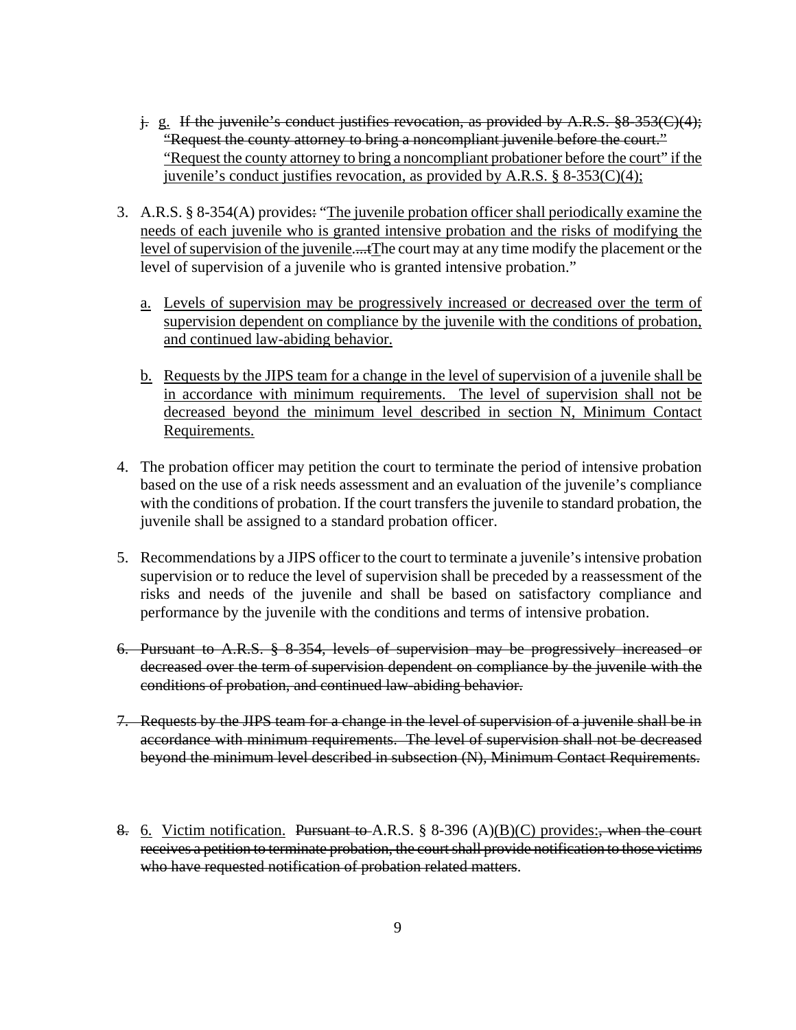~~j.~~ <u>g.</u> ~~If the juvenile's conduct justifies revocation, as provided by A.R.S. §8-353(C)(4); "Request the county attorney to bring a noncompliant juvenile before the court."~~ <u>"Request the county attorney to bring a noncompliant probationer before the court" if the juvenile's conduct justifies revocation, as provided by A.R.S. § 8-353(C)(4);</u>

3. A.R.S. § 8-354(A) provides~~:~~ "<u>The juvenile probation officer shall periodically examine the needs of each juvenile who is granted intensive probation and the risks of modifying the level of supervision of the juvenile.</u>~~...t~~<u>T</u>he court may at any time modify the placement or the level of supervision of a juvenile who is granted intensive probation."

   <u>a.</u> <u>Levels of supervision may be progressively increased or decreased over the term of supervision dependent on compliance by the juvenile with the conditions of probation, and continued law-abiding behavior.</u>

   <u>b.</u> <u>Requests by the JIPS team for a change in the level of supervision of a juvenile shall be in accordance with minimum requirements. The level of supervision shall not be decreased beyond the minimum level described in section N, Minimum Contact Requirements.</u>

4. The probation officer may petition the court to terminate the period of intensive probation based on the use of a risk needs assessment and an evaluation of the juvenile's compliance with the conditions of probation. If the court transfers the juvenile to standard probation, the juvenile shall be assigned to a standard probation officer.

5. Recommendations by a JIPS officer to the court to terminate a juvenile's intensive probation supervision or to reduce the level of supervision shall be preceded by a reassessment of the risks and needs of the juvenile and shall be based on satisfactory compliance and performance by the juvenile with the conditions and terms of intensive probation.

~~6. Pursuant to A.R.S. § 8-354, levels of supervision may be progressively increased or decreased over the term of supervision dependent on compliance by the juvenile with the conditions of probation, and continued law-abiding behavior.~~

~~7. Requests by the JIPS team for a change in the level of supervision of a juvenile shall be in accordance with minimum requirements. The level of supervision shall not be decreased beyond the minimum level described in subsection (N), Minimum Contact Requirements.~~

~~8.~~ <u>6.</u> <u>Victim notification.</u> ~~Pursuant to~~ A.R.S. § 8-396 (A)<u>(B)(C) provides:</u>~~, when the court receives a petition to terminate probation, the court shall provide notification to those victims who have requested notification of probation related matters~~.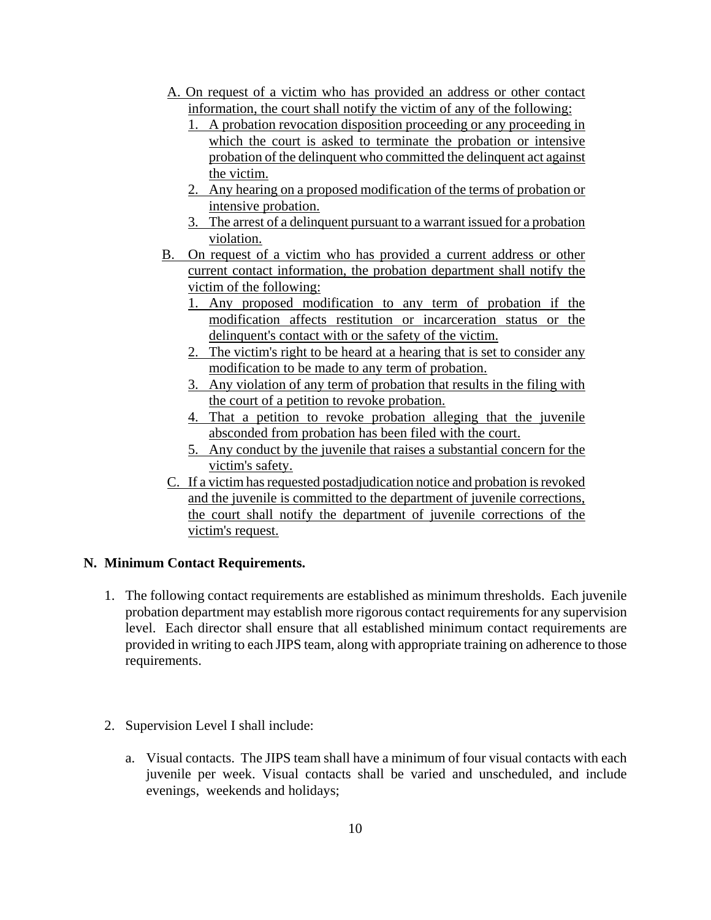A. On request of a victim who has provided an address or other contact information, the court shall notify the victim of any of the following:
   1. A probation revocation disposition proceeding or any proceeding in which the court is asked to terminate the probation or intensive probation of the delinquent who committed the delinquent act against the victim.
   2. Any hearing on a proposed modification of the terms of probation or intensive probation.
   3. The arrest of a delinquent pursuant to a warrant issued for a probation violation.

B. On request of a victim who has provided a current address or other current contact information, the probation department shall notify the victim of the following:
   1. Any proposed modification to any term of probation if the modification affects restitution or incarceration status or the delinquent's contact with or the safety of the victim.
   2. The victim's right to be heard at a hearing that is set to consider any modification to be made to any term of probation.
   3. Any violation of any term of probation that results in the filing with the court of a petition to revoke probation.
   4. That a petition to revoke probation alleging that the juvenile absconded from probation has been filed with the court.
   5. Any conduct by the juvenile that raises a substantial concern for the victim's safety.

C. If a victim has requested postadjudication notice and probation is revoked and the juvenile is committed to the department of juvenile corrections, the court shall notify the department of juvenile corrections of the victim's request.

**N. Minimum Contact Requirements.**

1. The following contact requirements are established as minimum thresholds. Each juvenile probation department may establish more rigorous contact requirements for any supervision level. Each director shall ensure that all established minimum contact requirements are provided in writing to each JIPS team, along with appropriate training on adherence to those requirements.

2. Supervision Level I shall include:

   a. Visual contacts. The JIPS team shall have a minimum of four visual contacts with each juvenile per week. Visual contacts shall be varied and unscheduled, and include evenings, weekends and holidays;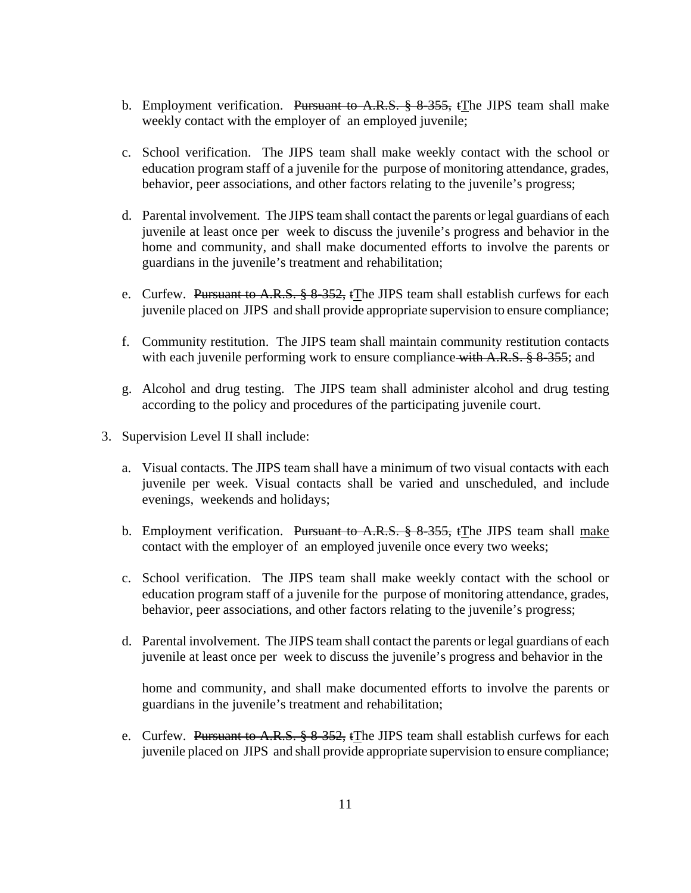b. Employment verification. ~~Pursuant to A.R.S. § 8-355, t~~<u>T</u>he JIPS team shall make weekly contact with the employer of an employed juvenile;

c. School verification. The JIPS team shall make weekly contact with the school or education program staff of a juvenile for the purpose of monitoring attendance, grades, behavior, peer associations, and other factors relating to the juvenile's progress;

d. Parental involvement. The JIPS team shall contact the parents or legal guardians of each juvenile at least once per week to discuss the juvenile's progress and behavior in the home and community, and shall make documented efforts to involve the parents or guardians in the juvenile's treatment and rehabilitation;

e. Curfew. ~~Pursuant to A.R.S. § 8-352, t~~<u>T</u>he JIPS team shall establish curfews for each juvenile placed on JIPS and shall provide appropriate supervision to ensure compliance;

f. Community restitution. The JIPS team shall maintain community restitution contacts with each juvenile performing work to ensure compliance~~ with A.R.S. § 8-355~~; and

g. Alcohol and drug testing. The JIPS team shall administer alcohol and drug testing according to the policy and procedures of the participating juvenile court.

3. Supervision Level II shall include:

   a. Visual contacts. The JIPS team shall have a minimum of two visual contacts with each juvenile per week. Visual contacts shall be varied and unscheduled, and include evenings, weekends and holidays;

   b. Employment verification. ~~Pursuant to A.R.S. § 8-355, t~~<u>T</u>he JIPS team shall <u>make</u> contact with the employer of an employed juvenile once every two weeks;

   c. School verification. The JIPS team shall make weekly contact with the school or education program staff of a juvenile for the purpose of monitoring attendance, grades, behavior, peer associations, and other factors relating to the juvenile's progress;

   d. Parental involvement. The JIPS team shall contact the parents or legal guardians of each juvenile at least once per week to discuss the juvenile's progress and behavior in the home and community, and shall make documented efforts to involve the parents or guardians in the juvenile's treatment and rehabilitation;

   e. Curfew. ~~Pursuant to A.R.S. § 8-352, t~~<u>T</u>he JIPS team shall establish curfews for each juvenile placed on JIPS and shall provide appropriate supervision to ensure compliance;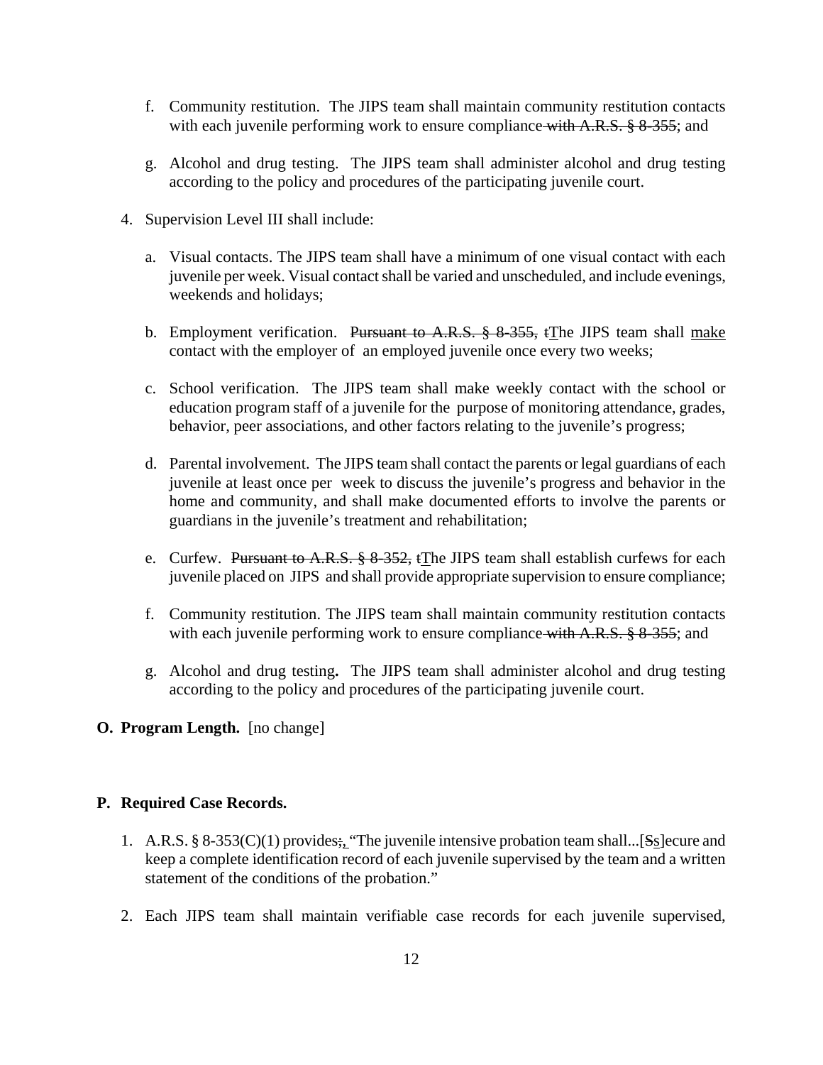f. Community restitution. The JIPS team shall maintain community restitution contacts with each juvenile performing work to ensure compliance ~~with A.R.S. § 8-355~~; and

g. Alcohol and drug testing. The JIPS team shall administer alcohol and drug testing according to the policy and procedures of the participating juvenile court.

4. Supervision Level III shall include:

   a. Visual contacts. The JIPS team shall have a minimum of one visual contact with each juvenile per week. Visual contact shall be varied and unscheduled, and include evenings, weekends and holidays;

   b. Employment verification. ~~Pursuant to A.R.S. § 8-355, t~~The JIPS team shall make contact with the employer of an employed juvenile once every two weeks;

   c. School verification. The JIPS team shall make weekly contact with the school or education program staff of a juvenile for the purpose of monitoring attendance, grades, behavior, peer associations, and other factors relating to the juvenile's progress;

   d. Parental involvement. The JIPS team shall contact the parents or legal guardians of each juvenile at least once per week to discuss the juvenile's progress and behavior in the home and community, and shall make documented efforts to involve the parents or guardians in the juvenile's treatment and rehabilitation;

   e. Curfew. ~~Pursuant to A.R.S. § 8-352, t~~The JIPS team shall establish curfews for each juvenile placed on JIPS and shall provide appropriate supervision to ensure compliance;

   f. Community restitution. The JIPS team shall maintain community restitution contacts with each juvenile performing work to ensure compliance ~~with A.R.S. § 8-355~~; and

   g. Alcohol and drug testing**.** The JIPS team shall administer alcohol and drug testing according to the policy and procedures of the participating juvenile court.

**O. Program Length.** [no change]

**P. Required Case Records.**

1. A.R.S. § 8-353(C)(1) provides~~:~~, "The juvenile intensive probation team shall...[~~S~~s]ecure and keep a complete identification record of each juvenile supervised by the team and a written statement of the conditions of the probation."

2. Each JIPS team shall maintain verifiable case records for each juvenile supervised,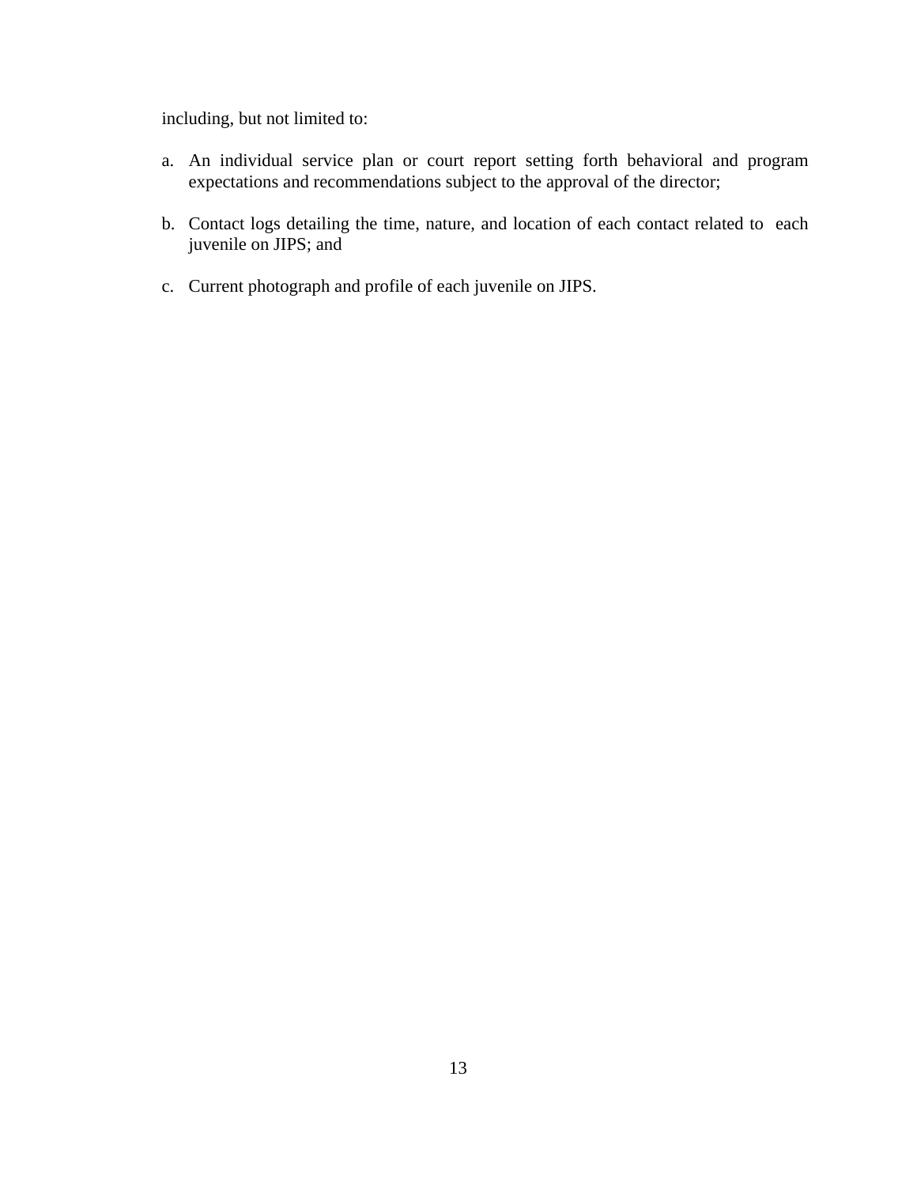including, but not limited to:

a. An individual service plan or court report setting forth behavioral and program expectations and recommendations subject to the approval of the director;

b. Contact logs detailing the time, nature, and location of each contact related to each juvenile on JIPS; and

c. Current photograph and profile of each juvenile on JIPS.